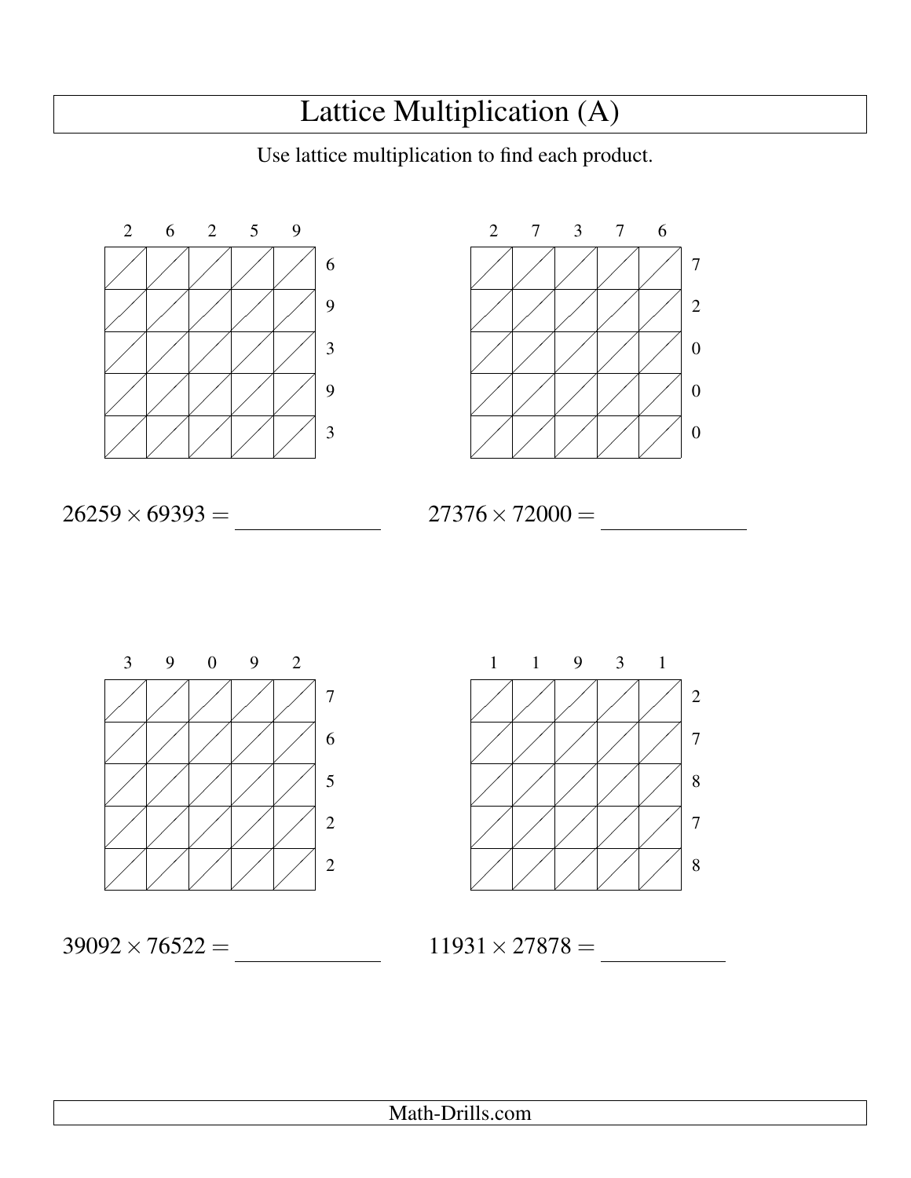# Lattice Multiplication (A)

Use lattice multiplication to find each product.

|  | 2 | 6 | 2 | 5 | 9 |  |
|---|---|---|---|---|---|---|
|  |  |  |  |  |  | 6 |
|  |  |  |  |  |  | 9 |
|  |  |  |  |  |  | 3 |
|  |  |  |  |  |  | 9 |
|  |  |  |  |  |  | 3 |

$26259 \times 69393 =$ \_\_\_\_\_\_\_\_\_\_\_\_

|  | 2 | 7 | 3 | 7 | 6 |  |
|---|---|---|---|---|---|---|
|  |  |  |  |  |  | 7 |
|  |  |  |  |  |  | 2 |
|  |  |  |  |  |  | 0 |
|  |  |  |  |  |  | 0 |
|  |  |  |  |  |  | 0 |

$27376 \times 72000 =$ \_\_\_\_\_\_\_\_\_\_\_\_

|  | 3 | 9 | 0 | 9 | 2 |  |
|---|---|---|---|---|---|---|
|  |  |  |  |  |  | 7 |
|  |  |  |  |  |  | 6 |
|  |  |  |  |  |  | 5 |
|  |  |  |  |  |  | 2 |
|  |  |  |  |  |  | 2 |

$39092 \times 76522 =$ \_\_\_\_\_\_\_\_\_\_\_\_

|  | 1 | 1 | 9 | 3 | 1 |  |
|---|---|---|---|---|---|---|
|  |  |  |  |  |  | 2 |
|  |  |  |  |  |  | 7 |
|  |  |  |  |  |  | 8 |
|  |  |  |  |  |  | 7 |
|  |  |  |  |  |  | 8 |

$11931 \times 27878 =$ \_\_\_\_\_\_\_\_\_\_\_\_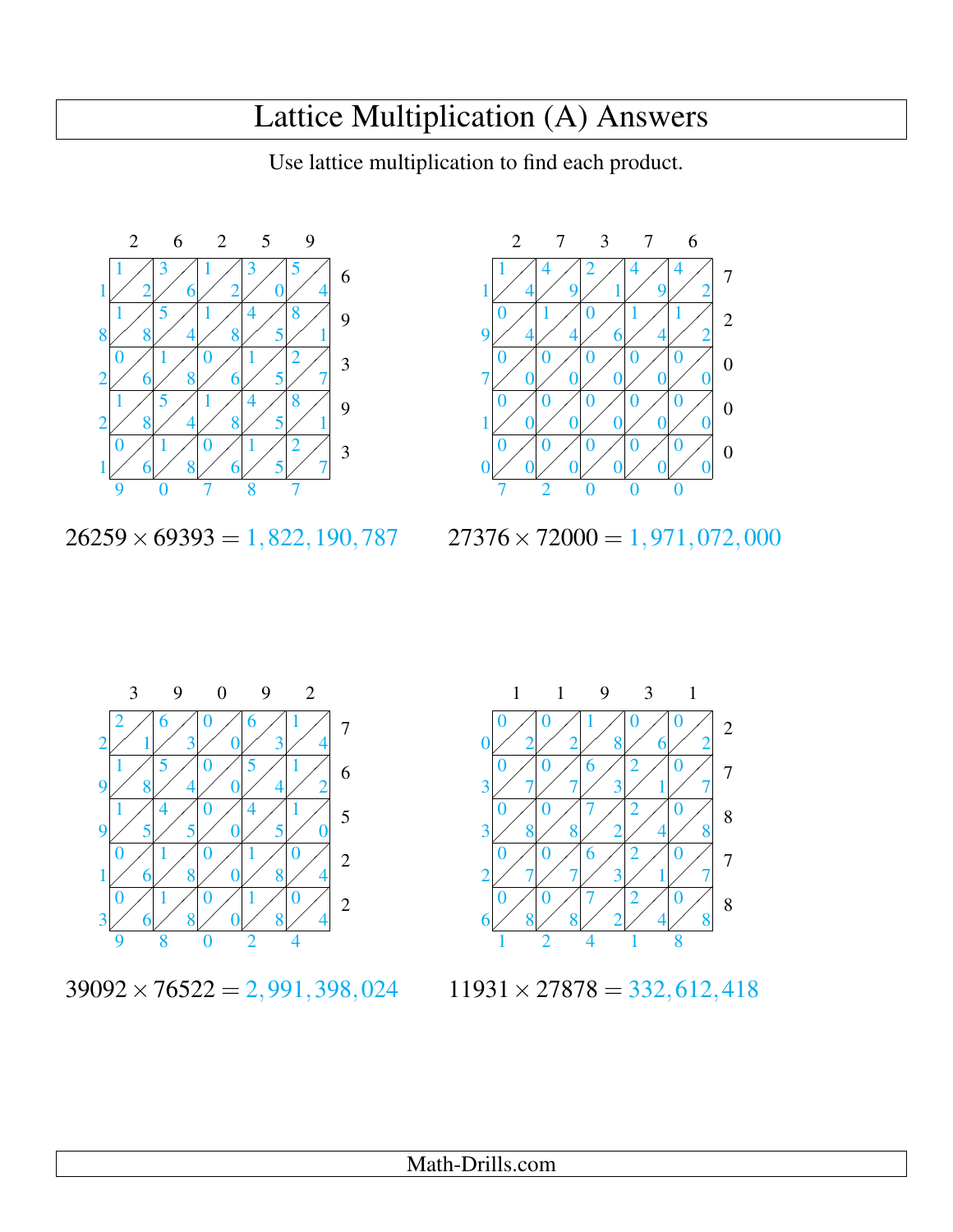# Lattice Multiplication (A) Answers

Use lattice multiplication to find each product.

$26259 \times 69393 = 1,822,190,787$

$27376 \times 72000 = 1,971,072,000$

$39092 \times 76522 = 2,991,398,024$

$11931 \times 27878 = 332,612,418$